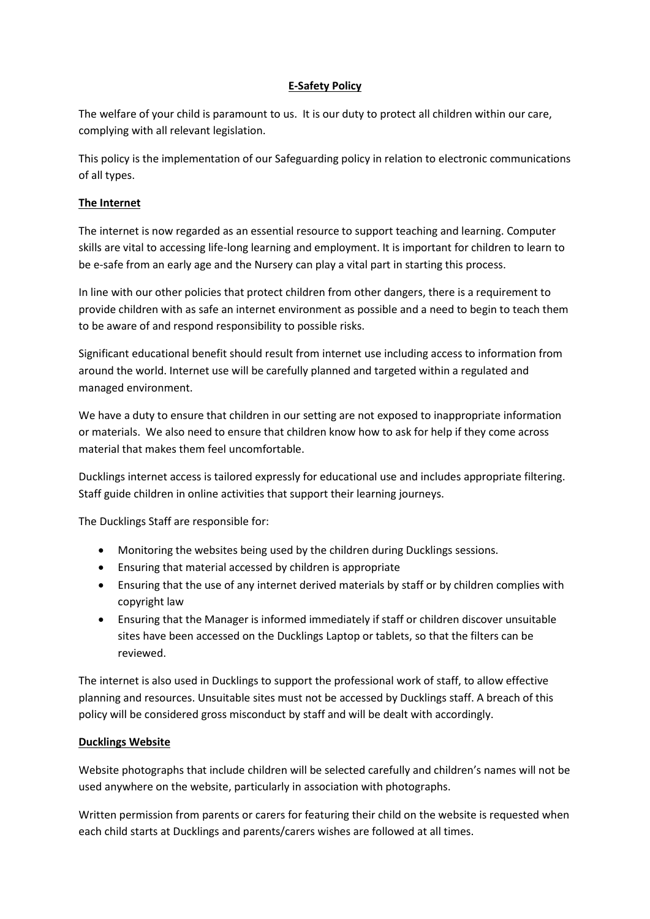# E-Safety Policy

The welfare of your child is paramount to us. It is our duty to protect all children within our care, complying with all relevant legislation.

This policy is the implementation of our Safeguarding policy in relation to electronic communications of all types.

## The Internet

The internet is now regarded as an essential resource to support teaching and learning. Computer skills are vital to accessing life-long learning and employment. It is important for children to learn to be e-safe from an early age and the Nursery can play a vital part in starting this process.

In line with our other policies that protect children from other dangers, there is a requirement to provide children with as safe an internet environment as possible and a need to begin to teach them to be aware of and respond responsibility to possible risks.

Significant educational benefit should result from internet use including access to information from around the world. Internet use will be carefully planned and targeted within a regulated and managed environment.

We have a duty to ensure that children in our setting are not exposed to inappropriate information or materials. We also need to ensure that children know how to ask for help if they come across material that makes them feel uncomfortable.

Ducklings internet access is tailored expressly for educational use and includes appropriate filtering. Staff guide children in online activities that support their learning journeys.

The Ducklings Staff are responsible for:

- Monitoring the websites being used by the children during Ducklings sessions.
- Ensuring that material accessed by children is appropriate
- Ensuring that the use of any internet derived materials by staff or by children complies with copyright law
- Ensuring that the Manager is informed immediately if staff or children discover unsuitable sites have been accessed on the Ducklings Laptop or tablets, so that the filters can be reviewed.

The internet is also used in Ducklings to support the professional work of staff, to allow effective planning and resources. Unsuitable sites must not be accessed by Ducklings staff. A breach of this policy will be considered gross misconduct by staff and will be dealt with accordingly.

## Ducklings Website

Website photographs that include children will be selected carefully and children's names will not be used anywhere on the website, particularly in association with photographs.

Written permission from parents or carers for featuring their child on the website is requested when each child starts at Ducklings and parents/carers wishes are followed at all times.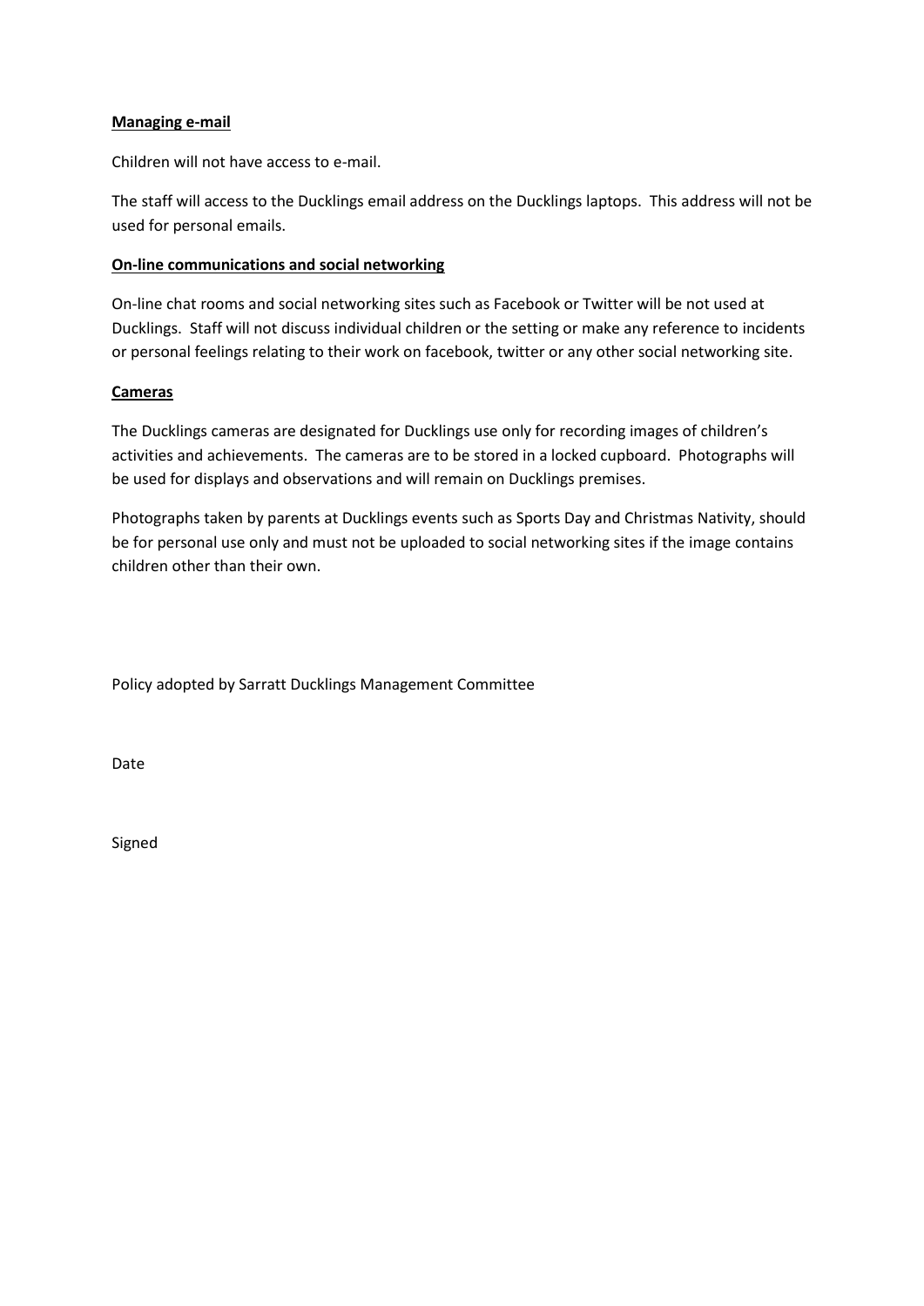**Managing e-mail**

Children will not have access to e-mail.

The staff will access to the Ducklings email address on the Ducklings laptops. This address will not be used for personal emails.

**On-line communications and social networking**

On-line chat rooms and social networking sites such as Facebook or Twitter will be not used at Ducklings. Staff will not discuss individual children or the setting or make any reference to incidents or personal feelings relating to their work on facebook, twitter or any other social networking site.

**Cameras**

The Ducklings cameras are designated for Ducklings use only for recording images of children's activities and achievements. The cameras are to be stored in a locked cupboard. Photographs will be used for displays and observations and will remain on Ducklings premises.

Photographs taken by parents at Ducklings events such as Sports Day and Christmas Nativity, should be for personal use only and must not be uploaded to social networking sites if the image contains children other than their own.

Policy adopted by Sarratt Ducklings Management Committee

Date

Signed